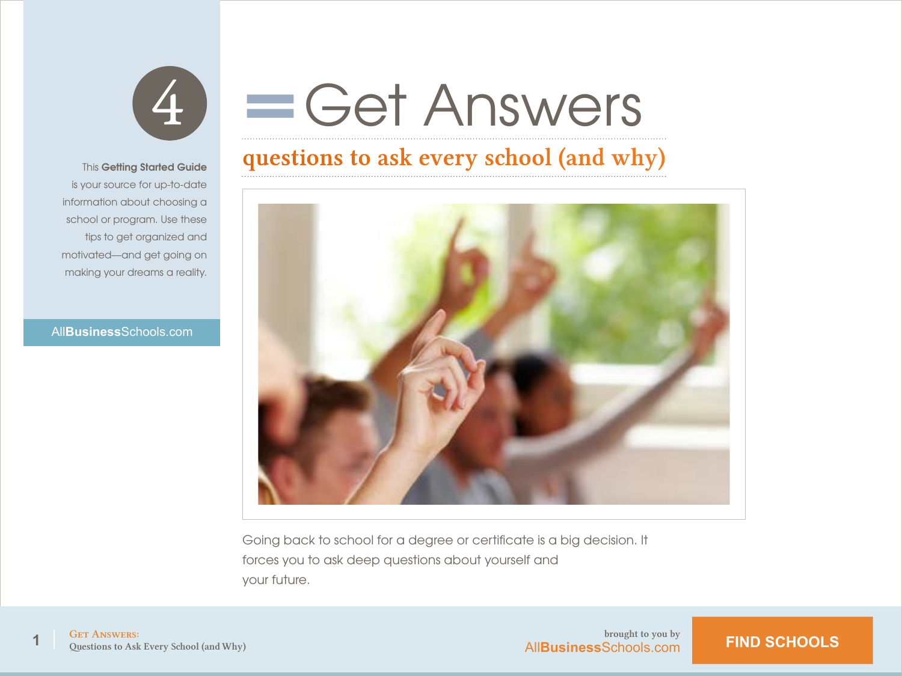# 4

# Get Answers

## questions to ask every school (and why)

This **Getting Started Guide** is your source for up-to-date information about choosing a school or program. Use these tips to get organized and motivated—and get going on making your dreams a reality.

All**Business**Schools.com

Going back to school for a degree or certificate is a big decision. It forces you to ask deep questions about yourself and your future.

brought to you by All**Business**Schools.com

FIND SCHOOLS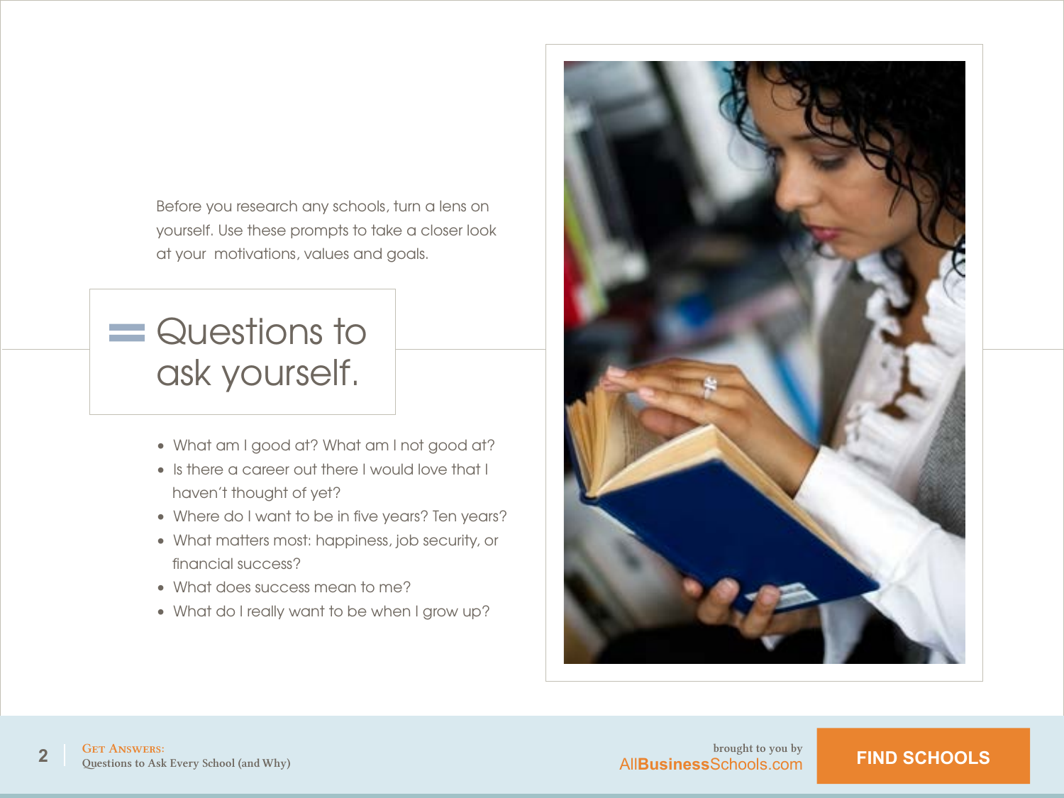Before you research any schools, turn a lens on yourself. Use these prompts to take a closer look at your motivations, values and goals.

## Questions to ask yourself.

- What am I good at? What am I not good at?
- Is there a career out there I would love that I haven't thought of yet?
- Where do I want to be in five years? Ten years?
- What matters most: happiness, job security, or financial success?
- What does success mean to me?
- What do I really want to be when I grow up?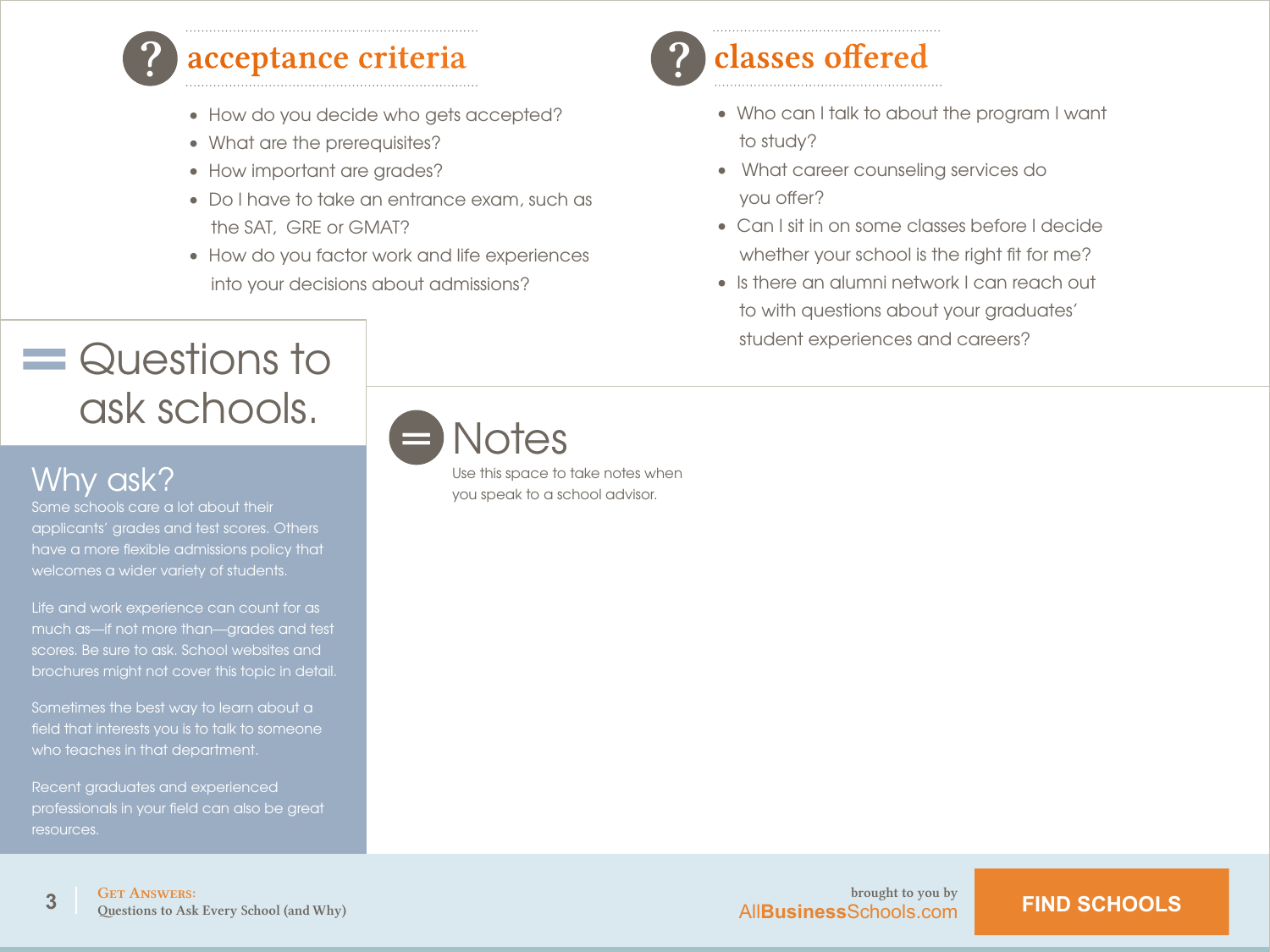## acceptance criteria

- How do you decide who gets accepted?
- What are the prerequisites?
- How important are grades?
- Do I have to take an entrance exam, such as the SAT, GRE or GMAT?
- How do you factor work and life experiences into your decisions about admissions?

## classes offered

- Who can I talk to about the program I want to study?
- What career counseling services do you offer?
- Can I sit in on some classes before I decide whether your school is the right fit for me?
- Is there an alumni network I can reach out to with questions about your graduates' student experiences and careers?

# Questions to ask schools.

## Why ask?

Some schools care a lot about their applicants' grades and test scores. Others have a more flexible admissions policy that welcomes a wider variety of students.

Life and work experience can count for as much as—if not more than—grades and test scores. Be sure to ask. School websites and brochures might not cover this topic in detail.

Sometimes the best way to learn about a field that interests you is to talk to someone who teaches in that department.

Recent graduates and experienced professionals in your field can also be great resources.

## Notes

Use this space to take notes when you speak to a school advisor.

brought to you by AllBusinessSchools.com

FIND SCHOOLS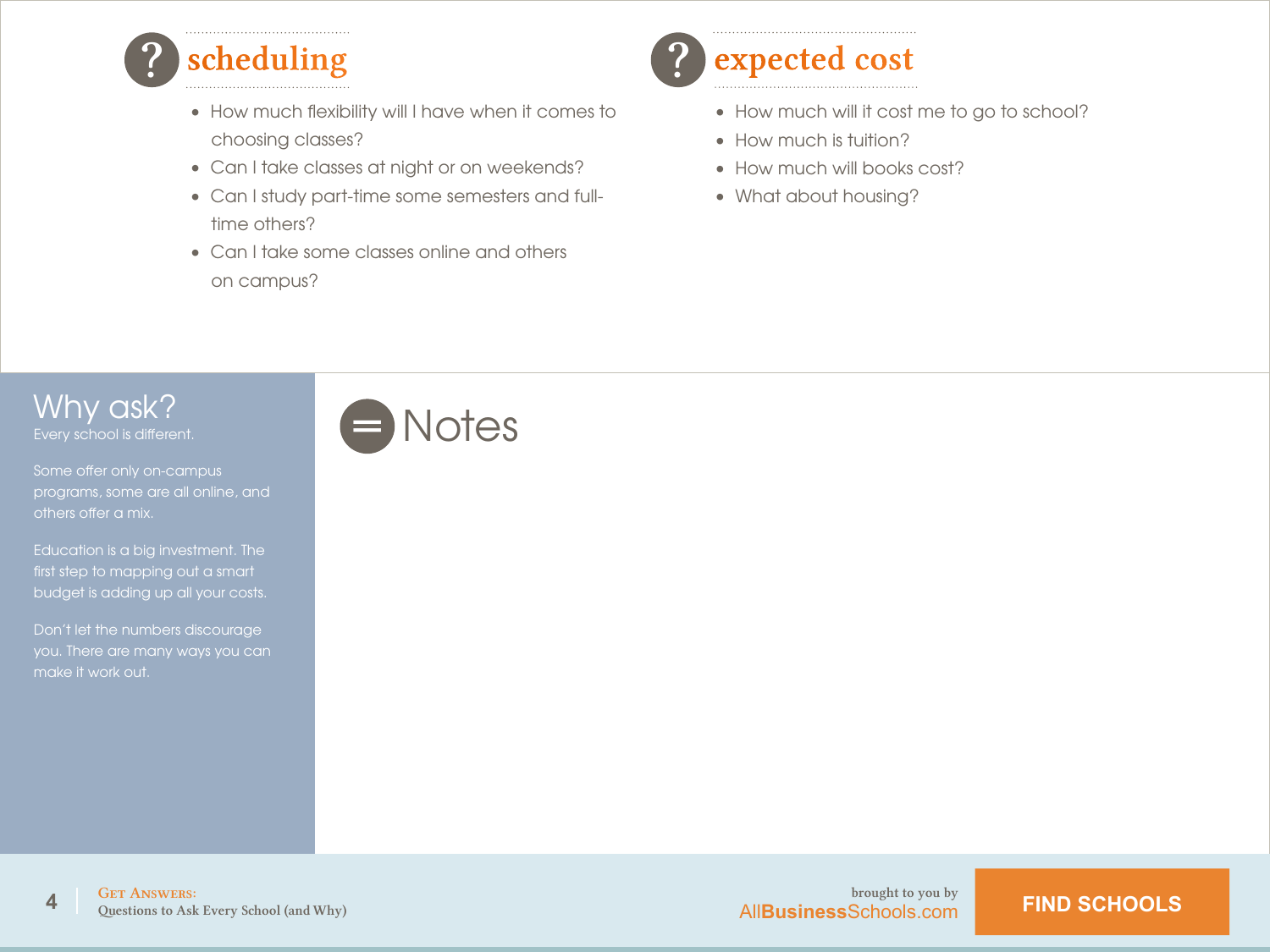## scheduling

- How much flexibility will I have when it comes to choosing classes?
- Can I take classes at night or on weekends?
- Can I study part-time some semesters and full-time others?
- Can I take some classes online and others on campus?

## expected cost

- How much will it cost me to go to school?
- How much is tuition?
- How much will books cost?
- What about housing?

## Why ask?

Every school is different.

Some offer only on-campus programs, some are all online, and others offer a mix.

Education is a big investment. The first step to mapping out a smart budget is adding up all your costs.

Don't let the numbers discourage you. There are many ways you can make it work out.

## Notes

brought to you by AllBusinessSchools.com

FIND SCHOOLS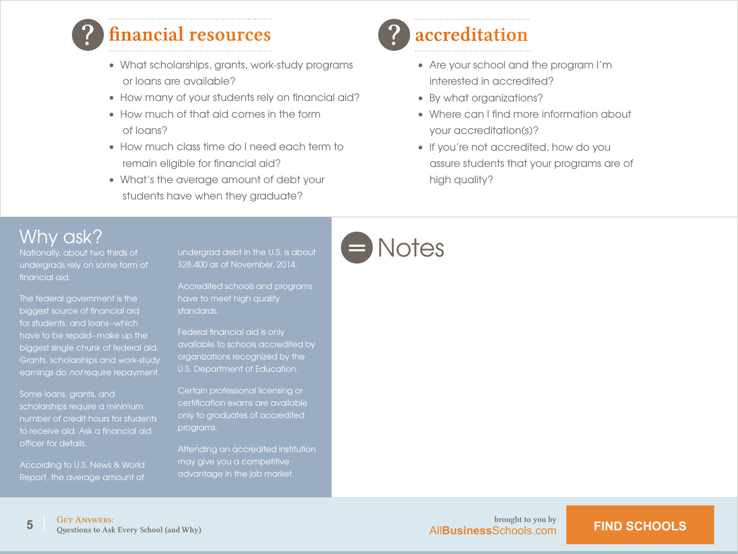## financial resources

- What scholarships, grants, work-study programs or loans are available?
- How many of your students rely on financial aid?
- How much of that aid comes in the form of loans?
- How much class time do I need each term to remain eligible for financial aid?
- What's the average amount of debt your students have when they graduate?

## accreditation

- Are your school and the program I'm interested in accredited?
- By what organizations?
- Where can I find more information about your accreditation(s)?
- If you're not accredited, how do you assure students that your programs are of high quality?

## Why ask?

Nationally, about two thirds of undergrads rely on some form of financial aid.

The federal government is the biggest source of financial aid for students, and loans--which have to be repaid--make up the biggest single chunk of federal aid. Grants, scholarships and work-study earnings do *not* require repayment.

Some loans, grants, and scholarships require a minimum number of credit hours for students to receive aid. Ask a financial aid officer for details.

According to U.S. News & World Report, the average amount of undergrad debt in the U.S. is about $28,400 as of November, 2014.

Accredited schools and programs have to meet high quality standards.

Federal financial aid is only available to schools accredited by organizations recognized by the U.S. Department of Education.

Certain professional licensing or certification exams are available only to graduates of accredited programs.

Attending an accredited institution may give you a competitive advantage in the job market.

## Notes

brought to you by AllBusinessSchools.com

FIND SCHOOLS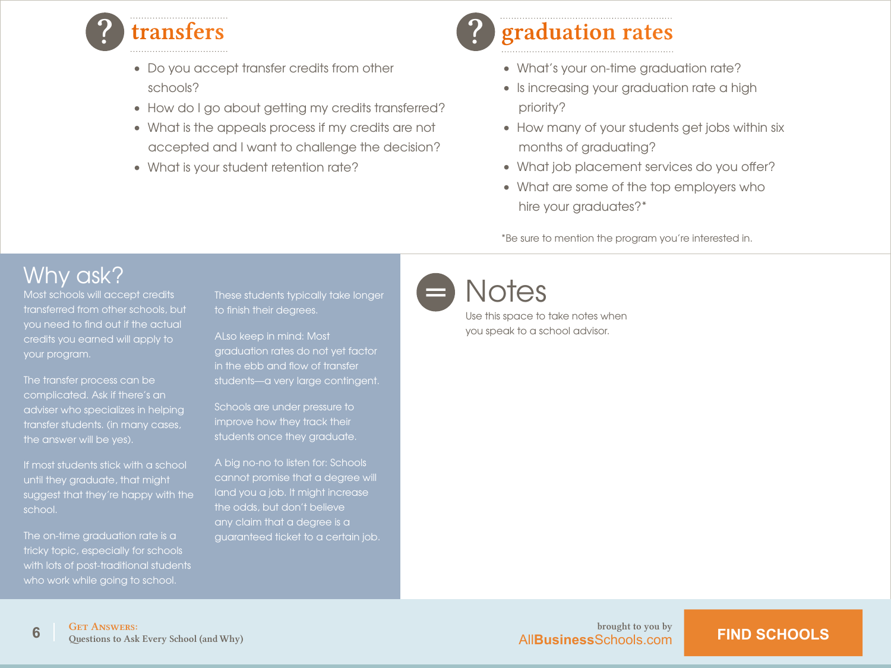## transfers

- Do you accept transfer credits from other schools?
- How do I go about getting my credits transferred?
- What is the appeals process if my credits are not accepted and I want to challenge the decision?
- What is your student retention rate?

## graduation rates

- What's your on-time graduation rate?
- Is increasing your graduation rate a high priority?
- How many of your students get jobs within six months of graduating?
- What job placement services do you offer?
- What are some of the top employers who hire your graduates?*

*Be sure to mention the program you're interested in.

## Why ask?

Most schools will accept credits transferred from other schools, but you need to find out if the actual credits you earned will apply to your program.

The transfer process can be complicated. Ask if there's an adviser who specializes in helping transfer students. (in many cases, the answer will be yes).

If most students stick with a school until they graduate, that might suggest that they're happy with the school.

The on-time graduation rate is a tricky topic, especially for schools with lots of post-traditional students who work while going to school. These students typically take longer to finish their degrees.

ALso keep in mind: Most graduation rates do not yet factor in the ebb and flow of transfer students—a very large contingent.

Schools are under pressure to improve how they track their students once they graduate.

A big no-no to listen for: Schools cannot promise that a degree will land you a job. It might increase the odds, but don't believe any claim that a degree is a guaranteed ticket to a certain job.

## Notes

Use this space to take notes when you speak to a school advisor.

brought to you by AllBusinessSchools.com

FIND SCHOOLS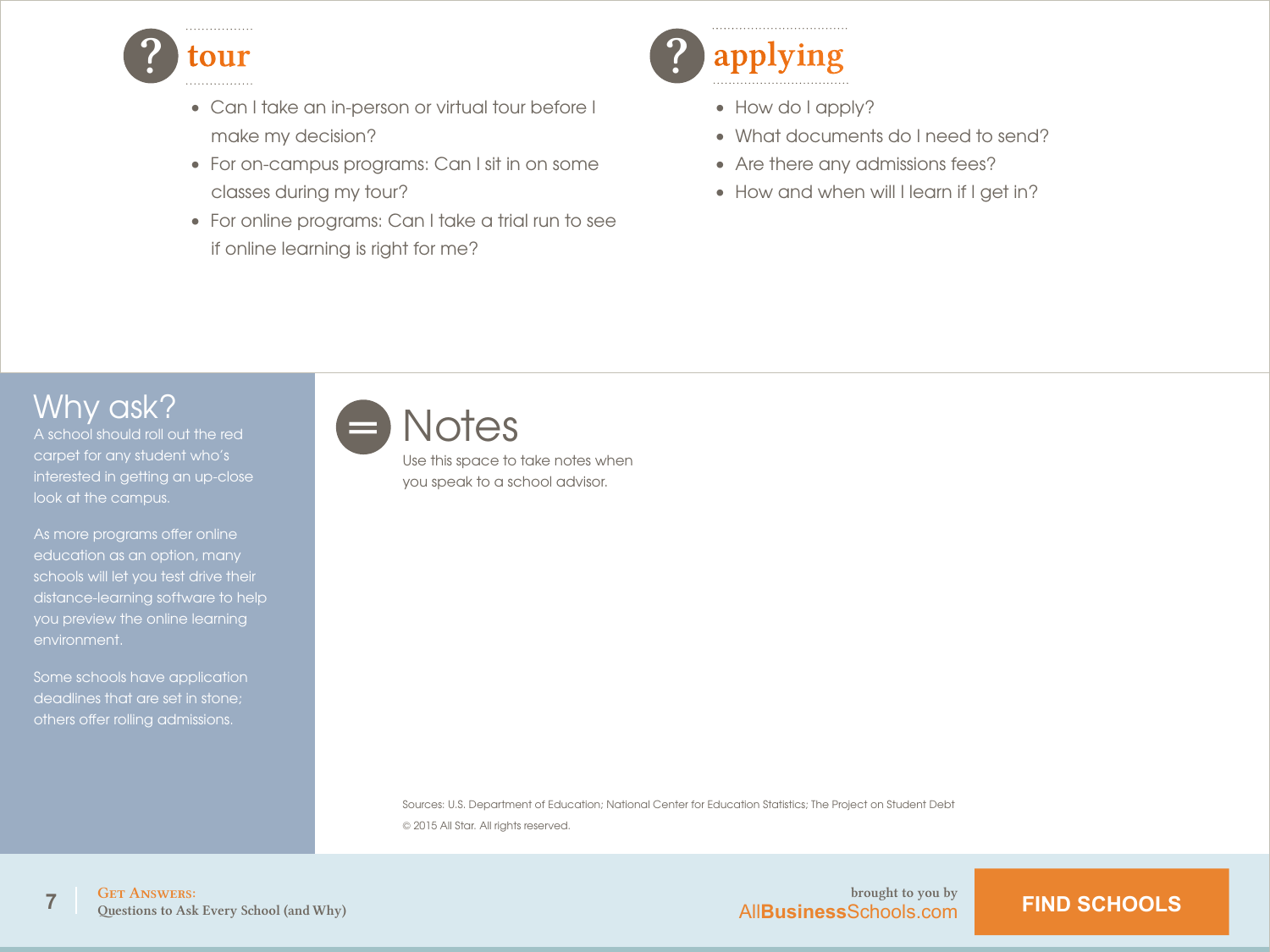## tour

- Can I take an in-person or virtual tour before I make my decision?
- For on-campus programs: Can I sit in on some classes during my tour?
- For online programs: Can I take a trial run to see if online learning is right for me?

## applying

- How do I apply?
- What documents do I need to send?
- Are there any admissions fees?
- How and when will I learn if I get in?

## Why ask?

A school should roll out the red carpet for any student who's interested in getting an up-close look at the campus.

As more programs offer online education as an option, many schools will let you test drive their distance-learning software to help you preview the online learning environment.

Some schools have application deadlines that are set in stone; others offer rolling admissions.

## Notes

Use this space to take notes when you speak to a school advisor.

Sources: U.S. Department of Education; National Center for Education Statistics; The Project on Student Debt

© 2015 All Star. All rights reserved.

brought to you by AllBusinessSchools.com

FIND SCHOOLS